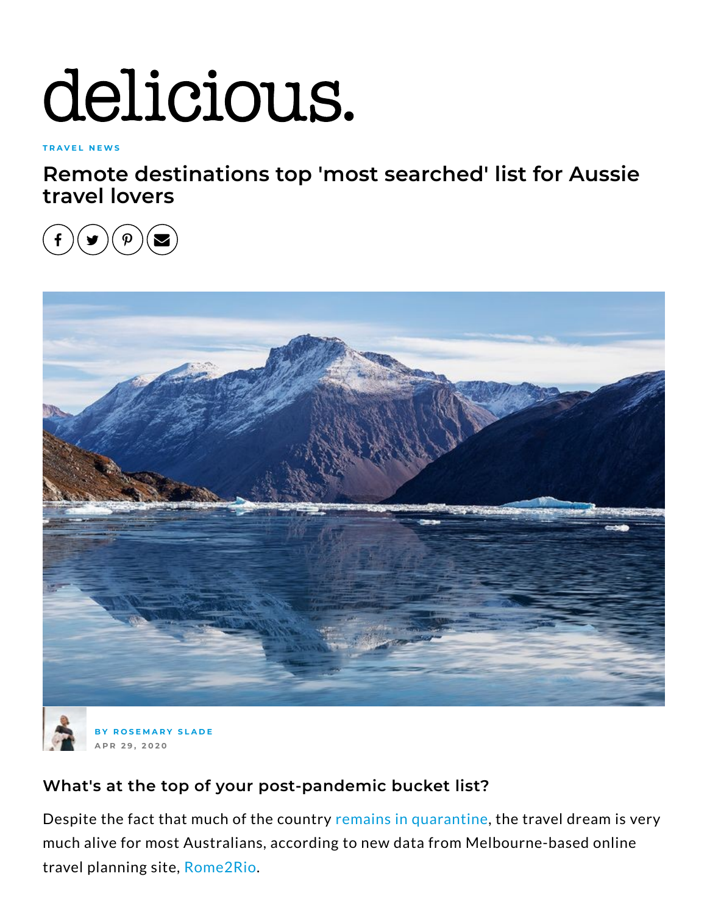delicious.

TRAVEL NEWS

# Remote destinations top 'most searched' list for Aussie travel lovers

BY ROSEMARY SLADE

APR 29, 2020

### What's at the top of your post-pandemic bucket list?

Despite the fact that much of the country remains in quarantine, the travel dream is very much alive for most Australians, according to new data from Melbourne-based online travel planning site, Rome2Rio.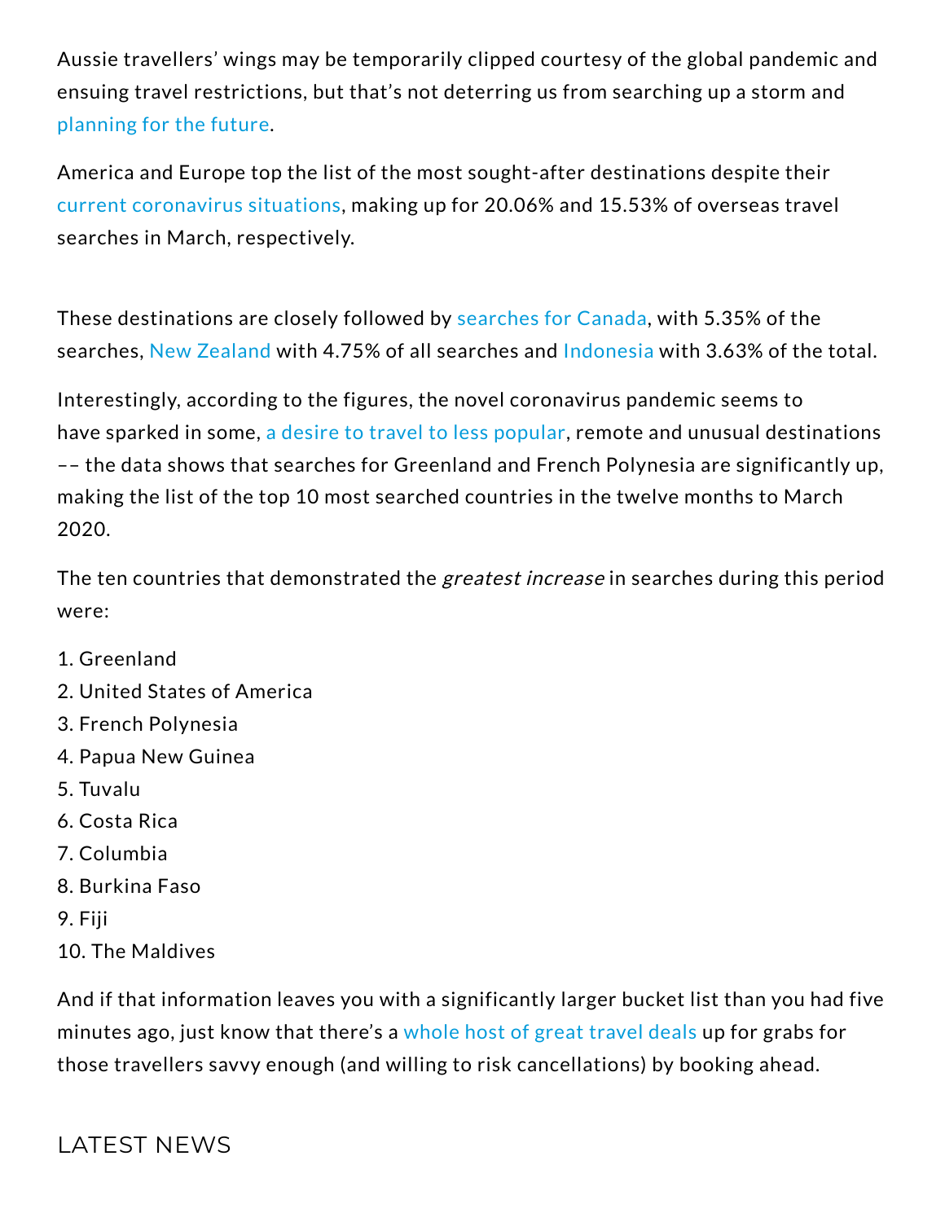Aussie travellers' wings may be temporarily clipped courtesy of the global pandemic and ensuing travel restrictions, but that's not deterring us from searching up a storm and planning for the future.

America and Europe top the list of the most sought-after destinations despite their current coronavirus situations, making up for 20.06% and 15.53% of overseas travel searches in March, respectively.

These destinations are closely followed by searches for Canada, with 5.35% of the searches, New Zealand with 4.75% of all searches and Indonesia with 3.63% of the total.

Interestingly, according to the figures, the novel coronavirus pandemic seems to have sparked in some, a desire to travel to less popular, remote and unusual destinations –– the data shows that searches for Greenland and French Polynesia are significantly up, making the list of the top 10 most searched countries in the twelve months to March 2020.

The ten countries that demonstrated the *greatest increase* in searches during this period were:

1. Greenland
2. United States of America
3. French Polynesia
4. Papua New Guinea
5. Tuvalu
6. Costa Rica
7. Columbia
8. Burkina Faso
9. Fiji
10. The Maldives

And if that information leaves you with a significantly larger bucket list than you had five minutes ago, just know that there's a whole host of great travel deals up for grabs for those travellers savvy enough (and willing to risk cancellations) by booking ahead.

LATEST NEWS